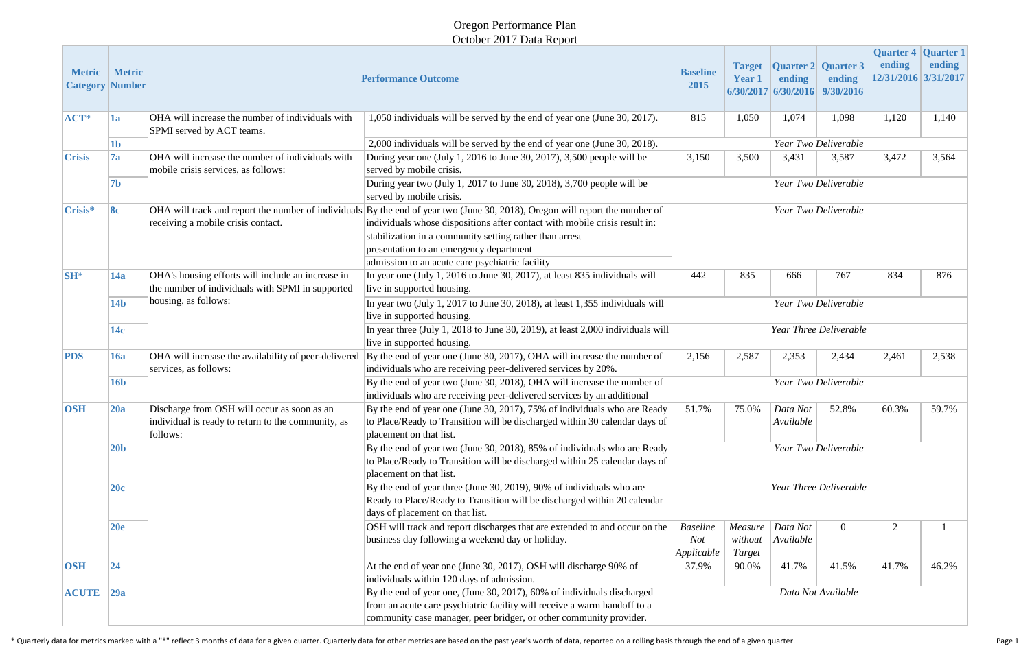# Oregon Performance Plan

## October 2017 Data Report

| Metric Category | Metric Number | Performance Outcome | | Baseline 2015 | Target Year 1 6/30/2017 | Quarter 2 ending 6/30/2016 | Quarter 3 ending 9/30/2016 | Quarter 4 ending 12/31/2016 | Quarter 1 ending 3/31/2017 |
|---|---|---|---|---|---|---|---|---|---|
| ACT* | 1a | OHA will increase the number of individuals with SPMI served by ACT teams. | 1,050 individuals will be served by the end of year one (June 30, 2017). | 815 | 1,050 | 1,074 | 1,098 | 1,120 | 1,140 |
| | 1b | | 2,000 individuals will be served by the end of year one (June 30, 2018). | *Year Two Deliverable* | | | | | |
| Crisis | 7a | OHA will increase the number of individuals with mobile crisis services, as follows: | During year one (July 1, 2016 to June 30, 2017), 3,500 people will be served by mobile crisis. | 3,150 | 3,500 | 3,431 | 3,587 | 3,472 | 3,564 |
| | 7b | | During year two (July 1, 2017 to June 30, 2018), 3,700 people will be served by mobile crisis. | *Year Two Deliverable* | | | | | |
| Crisis* | 8c | OHA will track and report the number of individuals receiving a mobile crisis contact. | By the end of year two (June 30, 2018), Oregon will report the number of individuals whose dispositions after contact with mobile crisis result in: | *Year Two Deliverable* | | | | | |
| | | | stabilization in a community setting rather than arrest | | | | | | |
| | | | presentation to an emergency department | | | | | | |
| | | | admission to an acute care psychiatric facility | | | | | | |
| SH* | 14a | OHA's housing efforts will include an increase in the number of individuals with SPMI in supported housing, as follows: | In year one (July 1, 2016 to June 30, 2017), at least 835 individuals will live in supported housing. | 442 | 835 | 666 | 767 | 834 | 876 |
| | 14b | | In year two (July 1, 2017 to June 30, 2018), at least 1,355 individuals will live in supported housing. | *Year Two Deliverable* | | | | | |
| | 14c | | In year three (July 1, 2018 to June 30, 2019), at least 2,000 individuals will live in supported housing. | *Year Three Deliverable* | | | | | |
| PDS | 16a | OHA will increase the availability of peer-delivered services, as follows: | By the end of year one (June 30, 2017), OHA will increase the number of individuals who are receiving peer-delivered services by 20%. | 2,156 | 2,587 | 2,353 | 2,434 | 2,461 | 2,538 |
| | 16b | | By the end of year two (June 30, 2018), OHA will increase the number of individuals who are receiving peer-delivered services by an additional | *Year Two Deliverable* | | | | | |
| OSH | 20a | Discharge from OSH will occur as soon as an individual is ready to return to the community, as follows: | By the end of year one (June 30, 2017), 75% of individuals who are Ready to Place/Ready to Transition will be discharged within 30 calendar days of placement on that list. | 51.7% | 75.0% | *Data Not Available* | 52.8% | 60.3% | 59.7% |
| | 20b | | By the end of year two (June 30, 2018), 85% of individuals who are Ready to Place/Ready to Transition will be discharged within 25 calendar days of placement on that list. | *Year Two Deliverable* | | | | | |
| | 20c | | By the end of year three (June 30, 2019), 90% of individuals who are Ready to Place/Ready to Transition will be discharged within 20 calendar days of placement on that list. | *Year Three Deliverable* | | | | | |
| | 20e | | OSH will track and report discharges that are extended to and occur on the business day following a weekend day or holiday. | *Baseline Not Applicable* | *Measure without Target* | *Data Not Available* | 0 | 2 | 1 |
| OSH | 24 | | At the end of year one (June 30, 2017), OSH will discharge 90% of individuals within 120 days of admission. | 37.9% | 90.0% | 41.7% | 41.5% | 41.7% | 46.2% |
| ACUTE | 29a | | By the end of year one, (June 30, 2017), 60% of individuals discharged from an acute care psychiatric facility will receive a warm handoff to a community case manager, peer bridger, or other community provider. | *Data Not Available* | | | | | |

\* Quarterly data for metrics marked with a "*" reflect 3 months of data for a given quarter. Quarterly data for other metrics are based on the past year's worth of data, reported on a rolling basis through the end of a given quarter.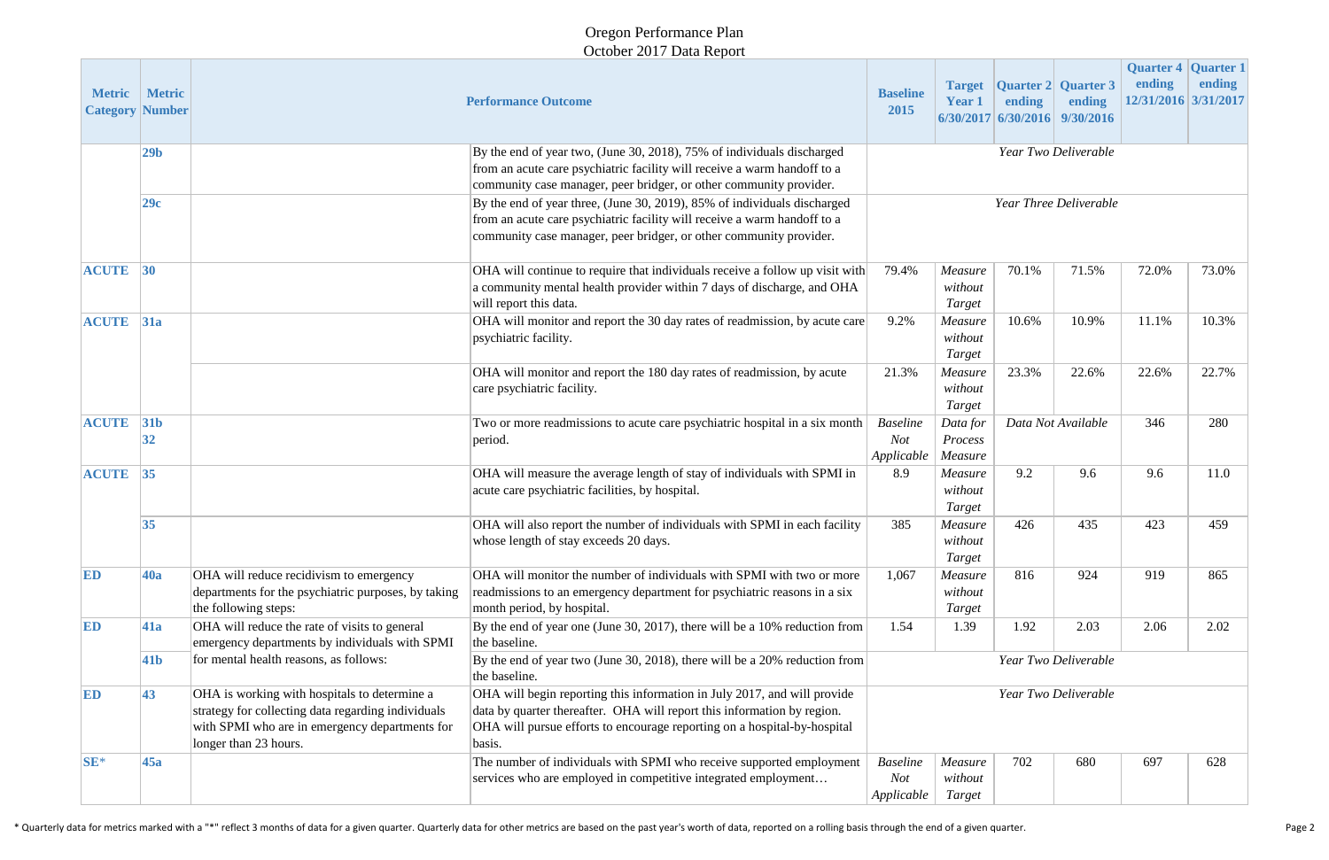# Oregon Performance Plan
## October 2017 Data Report

| Metric Category | Metric Number | Performance Outcome | | Baseline 2015 | Target Year 1 6/30/2017 | Quarter 2 ending 6/30/2016 | Quarter 3 ending 9/30/2016 | Quarter 4 ending 12/31/2016 | Quarter 1 ending 3/31/2017 |
|---|---|---|---|---|---|---|---|---|---|
| | 29b | | By the end of year two, (June 30, 2018), 75% of individuals discharged from an acute care psychiatric facility will receive a warm handoff to a community case manager, peer bridger, or other community provider. | *Year Two Deliverable* | | | | | |
| | 29c | | By the end of year three, (June 30, 2019), 85% of individuals discharged from an acute care psychiatric facility will receive a warm handoff to a community case manager, peer bridger, or other community provider. | *Year Three Deliverable* | | | | | |
| ACUTE | 30 | | OHA will continue to require that individuals receive a follow up visit with a community mental health provider within 7 days of discharge, and OHA will report this data. | 79.4% | *Measure without Target* | 70.1% | 71.5% | 72.0% | 73.0% |
| ACUTE | 31a | | OHA will monitor and report the 30 day rates of readmission, by acute care psychiatric facility. | 9.2% | *Measure without Target* | 10.6% | 10.9% | 11.1% | 10.3% |
| | | | OHA will monitor and report the 180 day rates of readmission, by acute care psychiatric facility. | 21.3% | *Measure without Target* | 23.3% | 22.6% | 22.6% | 22.7% |
| ACUTE | 31b 32 | | Two or more readmissions to acute care psychiatric hospital in a six month period. | *Baseline Not Applicable* | *Data for Process Measure* | *Data Not Available* | | 346 | 280 |
| ACUTE | 35 | | OHA will measure the average length of stay of individuals with SPMI in acute care psychiatric facilities, by hospital. | 8.9 | *Measure without Target* | 9.2 | 9.6 | 9.6 | 11.0 |
| | 35 | | OHA will also report the number of individuals with SPMI in each facility whose length of stay exceeds 20 days. | 385 | *Measure without Target* | 426 | 435 | 423 | 459 |
| ED | 40a | OHA will reduce recidivism to emergency departments for the psychiatric purposes, by taking the following steps: | OHA will monitor the number of individuals with SPMI with two or more readmissions to an emergency department for psychiatric reasons in a six month period, by hospital. | 1,067 | *Measure without Target* | 816 | 924 | 919 | 865 |
| ED | 41a | OHA will reduce the rate of visits to general emergency departments by individuals with SPMI for mental health reasons, as follows: | By the end of year one (June 30, 2017), there will be a 10% reduction from the baseline. | 1.54 | 1.39 | 1.92 | 2.03 | 2.06 | 2.02 |
| | 41b | | By the end of year two (June 30, 2018), there will be a 20% reduction from the baseline. | *Year Two Deliverable* | | | | | |
| ED | 43 | OHA is working with hospitals to determine a strategy for collecting data regarding individuals with SPMI who are in emergency departments for longer than 23 hours. | OHA will begin reporting this information in July 2017, and will provide data by quarter thereafter. OHA will report this information by region. OHA will pursue efforts to encourage reporting on a hospital-by-hospital basis. | *Year Two Deliverable* | | | | | |
| SE* | 45a | | The number of individuals with SPMI who receive supported employment services who are employed in competitive integrated employment… | *Baseline Not Applicable* | *Measure without Target* | 702 | 680 | 697 | 628 |

* Quarterly data for metrics marked with a "*" reflect 3 months of data for a given quarter. Quarterly data for other metrics are based on the past year's worth of data, reported on a rolling basis through the end of a given quarter.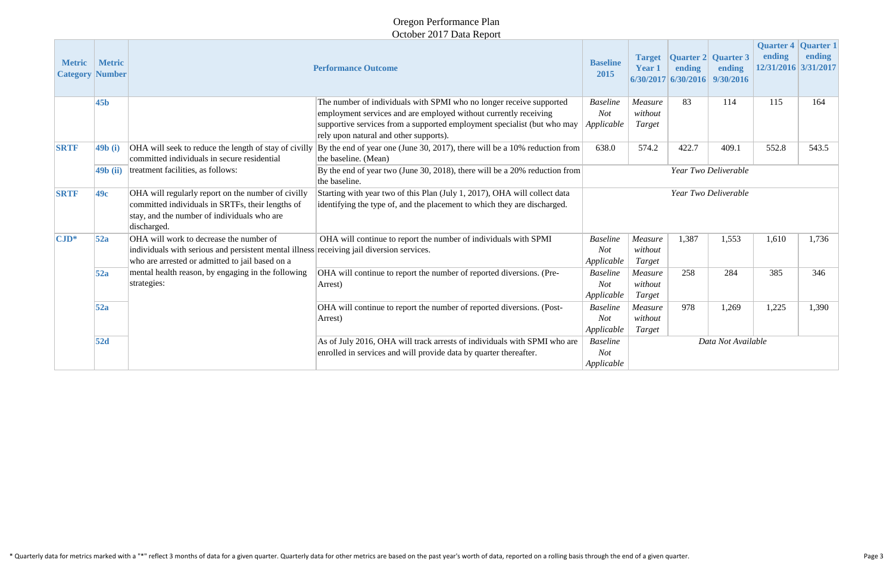Oregon Performance Plan
October 2017 Data Report

| Metric Category | Metric Number | Performance Outcome | | Baseline 2015 | Target Year 1 6/30/2017 | Quarter 2 ending 6/30/2016 | Quarter 3 ending 9/30/2016 | Quarter 4 ending 12/31/2016 | Quarter 1 ending 3/31/2017 |
|---|---|---|---|---|---|---|---|---|---|
| | 45b | | The number of individuals with SPMI who no longer receive supported employment services and are employed without currently receiving supportive services from a supported employment specialist (but who may rely upon natural and other supports). | *Baseline Not Applicable* | *Measure without Target* | 83 | 114 | 115 | 164 |
| SRTF | 49b (i) | OHA will seek to reduce the length of stay of civilly committed individuals in secure residential treatment facilities, as follows: | By the end of year one (June 30, 2017), there will be a 10% reduction from the baseline. (Mean) | 638.0 | 574.2 | 422.7 | 409.1 | 552.8 | 543.5 |
| | 49b (ii) | | By the end of year two (June 30, 2018), there will be a 20% reduction from the baseline. | *Year Two Deliverable* | | | | | |
| SRTF | 49c | OHA will regularly report on the number of civilly committed individuals in SRTFs, their lengths of stay, and the number of individuals who are discharged. | Starting with year two of this Plan (July 1, 2017), OHA will collect data identifying the type of, and the placement to which they are discharged. | *Year Two Deliverable* | | | | | |
| CJD* | 52a | OHA will work to decrease the number of individuals with serious and persistent mental illness who are arrested or admitted to jail based on a mental health reason, by engaging in the following strategies: | OHA will continue to report the number of individuals with SPMI receiving jail diversion services. | *Baseline Not Applicable* | *Measure without Target* | 1,387 | 1,553 | 1,610 | 1,736 |
| | 52a | | OHA will continue to report the number of reported diversions. (Pre-Arrest) | *Baseline Not Applicable* | *Measure without Target* | 258 | 284 | 385 | 346 |
| | 52a | | OHA will continue to report the number of reported diversions. (Post-Arrest) | *Baseline Not Applicable* | *Measure without Target* | 978 | 1,269 | 1,225 | 1,390 |
| | 52d | | As of July 2016, OHA will track arrests of individuals with SPMI who are enrolled in services and will provide data by quarter thereafter. | *Baseline Not Applicable* | *Data Not Available* | | | | |

* Quarterly data for metrics marked with a "*" reflect 3 months of data for a given quarter. Quarterly data for other metrics are based on the past year's worth of data, reported on a rolling basis through the end of a given quarter.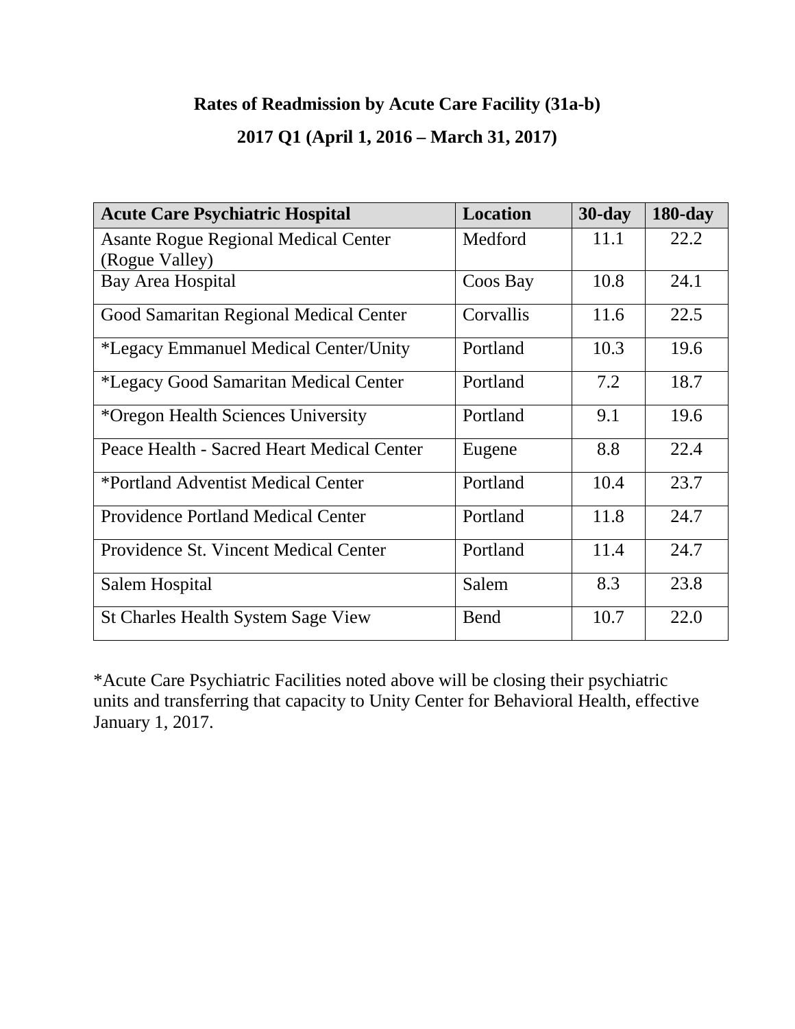**Rates of Readmission by Acute Care Facility (31a-b)**

**2017 Q1 (April 1, 2016 – March 31, 2017)**

| Acute Care Psychiatric Hospital | Location | 30-day | 180-day |
|---|---|---|---|
| Asante Rogue Regional Medical Center (Rogue Valley) | Medford | 11.1 | 22.2 |
| Bay Area Hospital | Coos Bay | 10.8 | 24.1 |
| Good Samaritan Regional Medical Center | Corvallis | 11.6 | 22.5 |
| *Legacy Emmanuel Medical Center/Unity | Portland | 10.3 | 19.6 |
| *Legacy Good Samaritan Medical Center | Portland | 7.2 | 18.7 |
| *Oregon Health Sciences University | Portland | 9.1 | 19.6 |
| Peace Health - Sacred Heart Medical Center | Eugene | 8.8 | 22.4 |
| *Portland Adventist Medical Center | Portland | 10.4 | 23.7 |
| Providence Portland Medical Center | Portland | 11.8 | 24.7 |
| Providence St. Vincent Medical Center | Portland | 11.4 | 24.7 |
| Salem Hospital | Salem | 8.3 | 23.8 |
| St Charles Health System Sage View | Bend | 10.7 | 22.0 |

*Acute Care Psychiatric Facilities noted above will be closing their psychiatric units and transferring that capacity to Unity Center for Behavioral Health, effective January 1, 2017.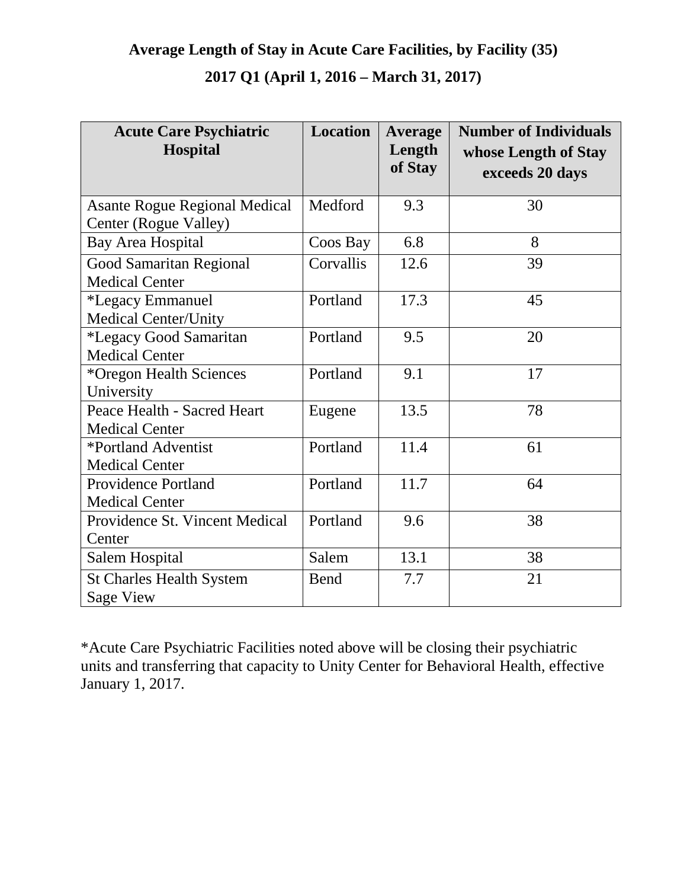## Average Length of Stay in Acute Care Facilities, by Facility (35)

## 2017 Q1 (April 1, 2016 – March 31, 2017)

| Acute Care Psychiatric Hospital | Location | Average Length of Stay | Number of Individuals whose Length of Stay exceeds 20 days |
|---|---|---|---|
| Asante Rogue Regional Medical Center (Rogue Valley) | Medford | 9.3 | 30 |
| Bay Area Hospital | Coos Bay | 6.8 | 8 |
| Good Samaritan Regional Medical Center | Corvallis | 12.6 | 39 |
| *Legacy Emmanuel Medical Center/Unity | Portland | 17.3 | 45 |
| *Legacy Good Samaritan Medical Center | Portland | 9.5 | 20 |
| *Oregon Health Sciences University | Portland | 9.1 | 17 |
| Peace Health - Sacred Heart Medical Center | Eugene | 13.5 | 78 |
| *Portland Adventist Medical Center | Portland | 11.4 | 61 |
| Providence Portland Medical Center | Portland | 11.7 | 64 |
| Providence St. Vincent Medical Center | Portland | 9.6 | 38 |
| Salem Hospital | Salem | 13.1 | 38 |
| St Charles Health System Sage View | Bend | 7.7 | 21 |

*Acute Care Psychiatric Facilities noted above will be closing their psychiatric units and transferring that capacity to Unity Center for Behavioral Health, effective January 1, 2017.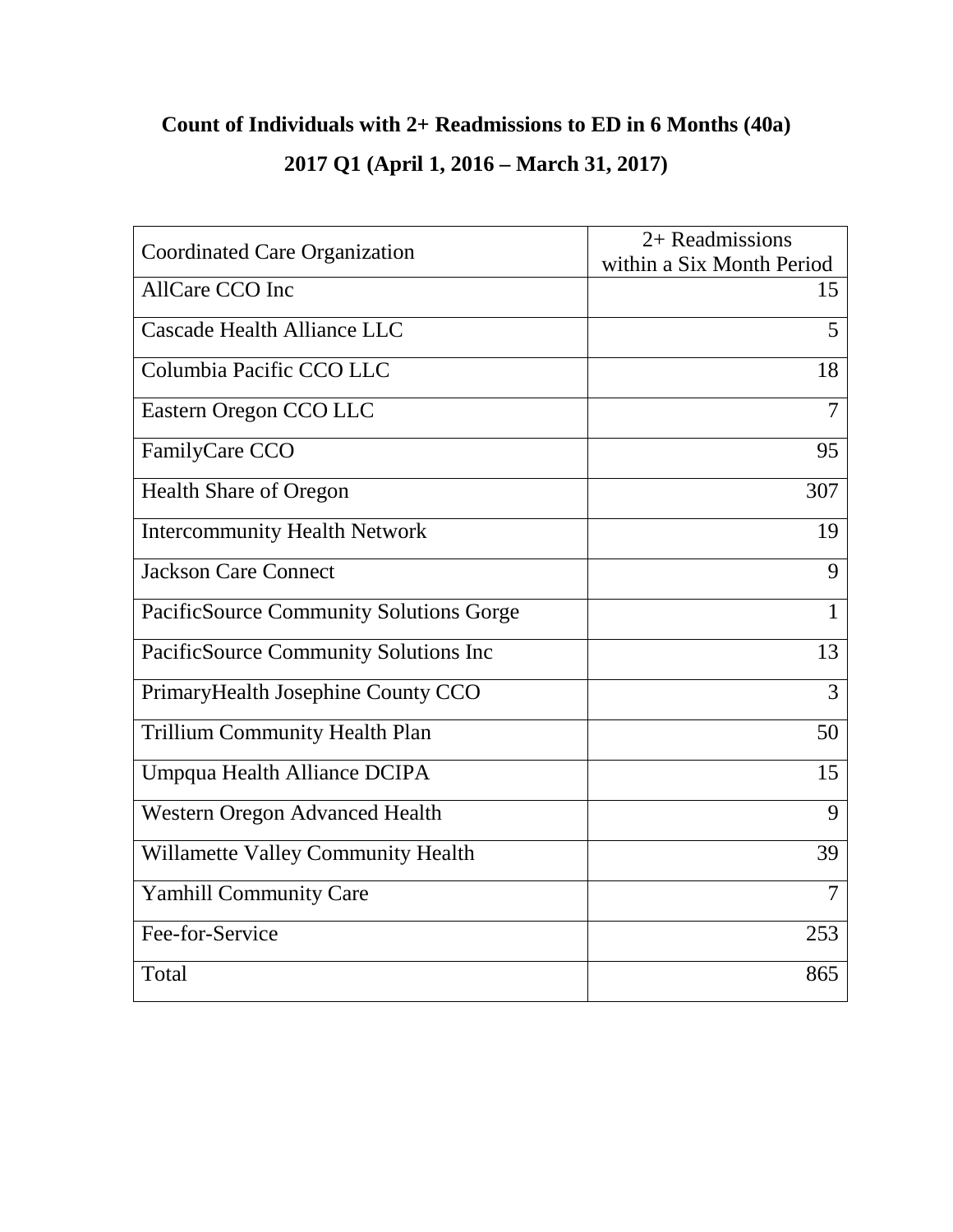**Count of Individuals with 2+ Readmissions to ED in 6 Months (40a)**

**2017 Q1 (April 1, 2016 – March 31, 2017)**

| Coordinated Care Organization | 2+ Readmissions within a Six Month Period |
|---|---|
| AllCare CCO Inc | 15 |
| Cascade Health Alliance LLC | 5 |
| Columbia Pacific CCO LLC | 18 |
| Eastern Oregon CCO LLC | 7 |
| FamilyCare CCO | 95 |
| Health Share of Oregon | 307 |
| Intercommunity Health Network | 19 |
| Jackson Care Connect | 9 |
| PacificSource Community Solutions Gorge | 1 |
| PacificSource Community Solutions Inc | 13 |
| PrimaryHealth Josephine County CCO | 3 |
| Trillium Community Health Plan | 50 |
| Umpqua Health Alliance DCIPA | 15 |
| Western Oregon Advanced Health | 9 |
| Willamette Valley Community Health | 39 |
| Yamhill Community Care | 7 |
| Fee-for-Service | 253 |
| Total | 865 |